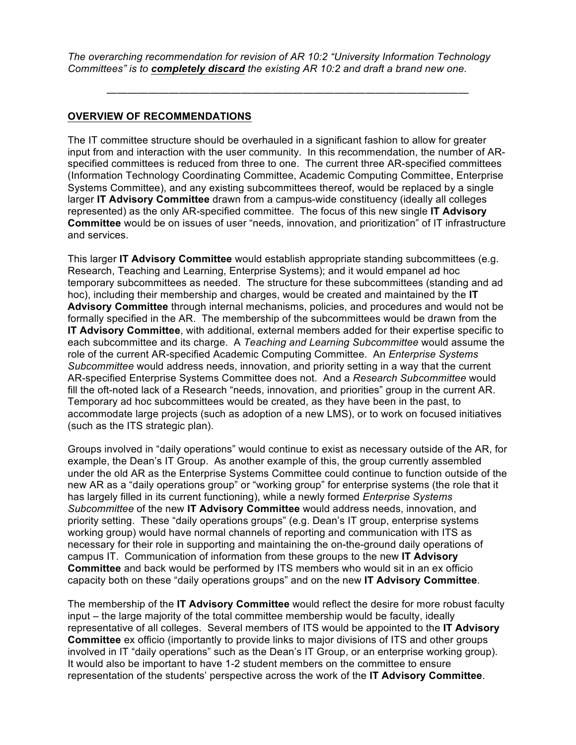*The overarching recommendation for revision of AR 10:2 "University Information Technology Committees" is to* ***completely discard*** *the existing AR 10:2 and draft a brand new one.*

---

## OVERVIEW OF RECOMMENDATIONS

The IT committee structure should be overhauled in a significant fashion to allow for greater input from and interaction with the user community. In this recommendation, the number of AR-specified committees is reduced from three to one. The current three AR-specified committees (Information Technology Coordinating Committee, Academic Computing Committee, Enterprise Systems Committee), and any existing subcommittees thereof, would be replaced by a single larger **IT Advisory Committee** drawn from a campus-wide constituency (ideally all colleges represented) as the only AR-specified committee. The focus of this new single **IT Advisory Committee** would be on issues of user "needs, innovation, and prioritization" of IT infrastructure and services.

This larger **IT Advisory Committee** would establish appropriate standing subcommittees (e.g. Research, Teaching and Learning, Enterprise Systems); and it would empanel ad hoc temporary subcommittees as needed. The structure for these subcommittees (standing and ad hoc), including their membership and charges, would be created and maintained by the **IT Advisory Committee** through internal mechanisms, policies, and procedures and would not be formally specified in the AR. The membership of the subcommittees would be drawn from the **IT Advisory Committee**, with additional, external members added for their expertise specific to each subcommittee and its charge. A *Teaching and Learning Subcommittee* would assume the role of the current AR-specified Academic Computing Committee. An *Enterprise Systems Subcommittee* would address needs, innovation, and priority setting in a way that the current AR-specified Enterprise Systems Committee does not. And a *Research Subcommittee* would fill the oft-noted lack of a Research "needs, innovation, and priorities" group in the current AR. Temporary ad hoc subcommittees would be created, as they have been in the past, to accommodate large projects (such as adoption of a new LMS), or to work on focused initiatives (such as the ITS strategic plan).

Groups involved in "daily operations" would continue to exist as necessary outside of the AR, for example, the Dean's IT Group. As another example of this, the group currently assembled under the old AR as the Enterprise Systems Committee could continue to function outside of the new AR as a "daily operations group" or "working group" for enterprise systems (the role that it has largely filled in its current functioning), while a newly formed *Enterprise Systems Subcommittee* of the new **IT Advisory Committee** would address needs, innovation, and priority setting. These "daily operations groups" (e.g. Dean's IT group, enterprise systems working group) would have normal channels of reporting and communication with ITS as necessary for their role in supporting and maintaining the on-the-ground daily operations of campus IT. Communication of information from these groups to the new **IT Advisory Committee** and back would be performed by ITS members who would sit in an ex officio capacity both on these "daily operations groups" and on the new **IT Advisory Committee**.

The membership of the **IT Advisory Committee** would reflect the desire for more robust faculty input – the large majority of the total committee membership would be faculty, ideally representative of all colleges. Several members of ITS would be appointed to the **IT Advisory Committee** ex officio (importantly to provide links to major divisions of ITS and other groups involved in IT "daily operations" such as the Dean's IT Group, or an enterprise working group). It would also be important to have 1-2 student members on the committee to ensure representation of the students' perspective across the work of the **IT Advisory Committee**.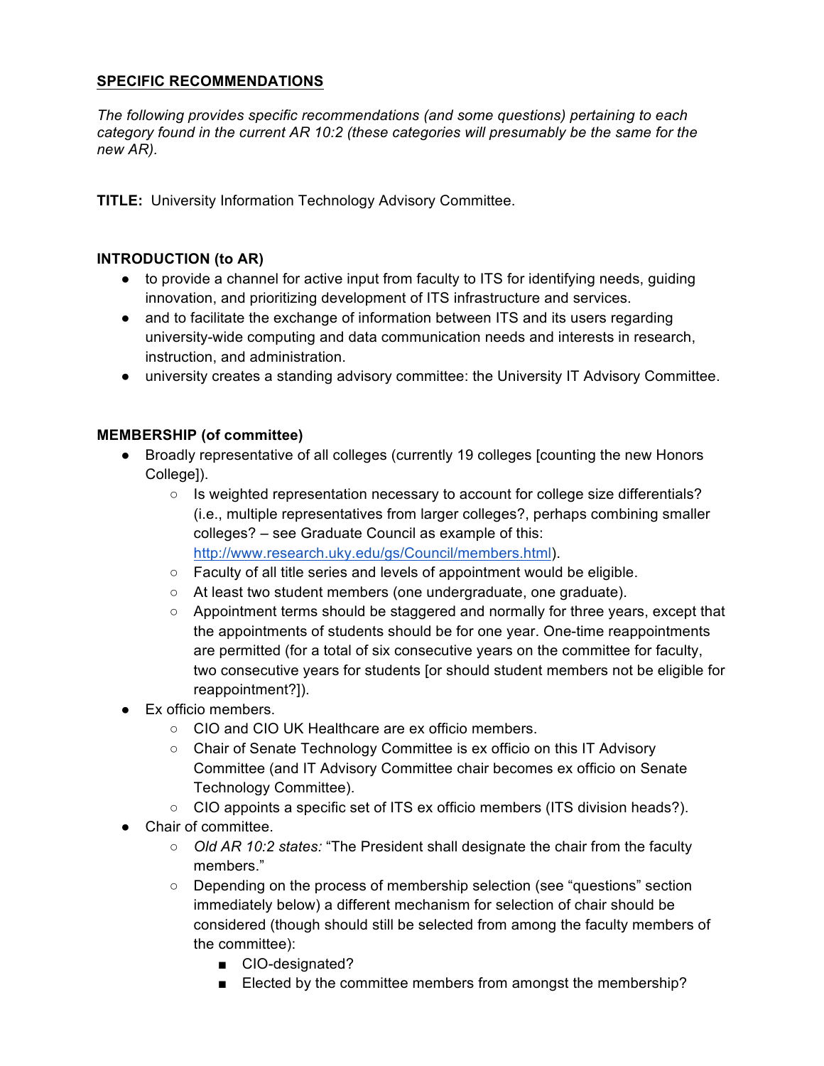## SPECIFIC RECOMMENDATIONS

*The following provides specific recommendations (and some questions) pertaining to each category found in the current AR 10:2 (these categories will presumably be the same for the new AR).*

**TITLE:** University Information Technology Advisory Committee.

**INTRODUCTION (to AR)**

- to provide a channel for active input from faculty to ITS for identifying needs, guiding innovation, and prioritizing development of ITS infrastructure and services.
- and to facilitate the exchange of information between ITS and its users regarding university-wide computing and data communication needs and interests in research, instruction, and administration.
- university creates a standing advisory committee: the University IT Advisory Committee.

**MEMBERSHIP (of committee)**

- Broadly representative of all colleges (currently 19 colleges [counting the new Honors College]).
  - Is weighted representation necessary to account for college size differentials? (i.e., multiple representatives from larger colleges?, perhaps combining smaller colleges? – see Graduate Council as example of this: http://www.research.uky.edu/gs/Council/members.html).
  - Faculty of all title series and levels of appointment would be eligible.
  - At least two student members (one undergraduate, one graduate).
  - Appointment terms should be staggered and normally for three years, except that the appointments of students should be for one year. One-time reappointments are permitted (for a total of six consecutive years on the committee for faculty, two consecutive years for students [or should student members not be eligible for reappointment?]).
- Ex officio members.
  - CIO and CIO UK Healthcare are ex officio members.
  - Chair of Senate Technology Committee is ex officio on this IT Advisory Committee (and IT Advisory Committee chair becomes ex officio on Senate Technology Committee).
  - CIO appoints a specific set of ITS ex officio members (ITS division heads?).
- Chair of committee.
  - *Old AR 10:2 states:* "The President shall designate the chair from the faculty members."
  - Depending on the process of membership selection (see "questions" section immediately below) a different mechanism for selection of chair should be considered (though should still be selected from among the faculty members of the committee):
    - CIO-designated?
    - Elected by the committee members from amongst the membership?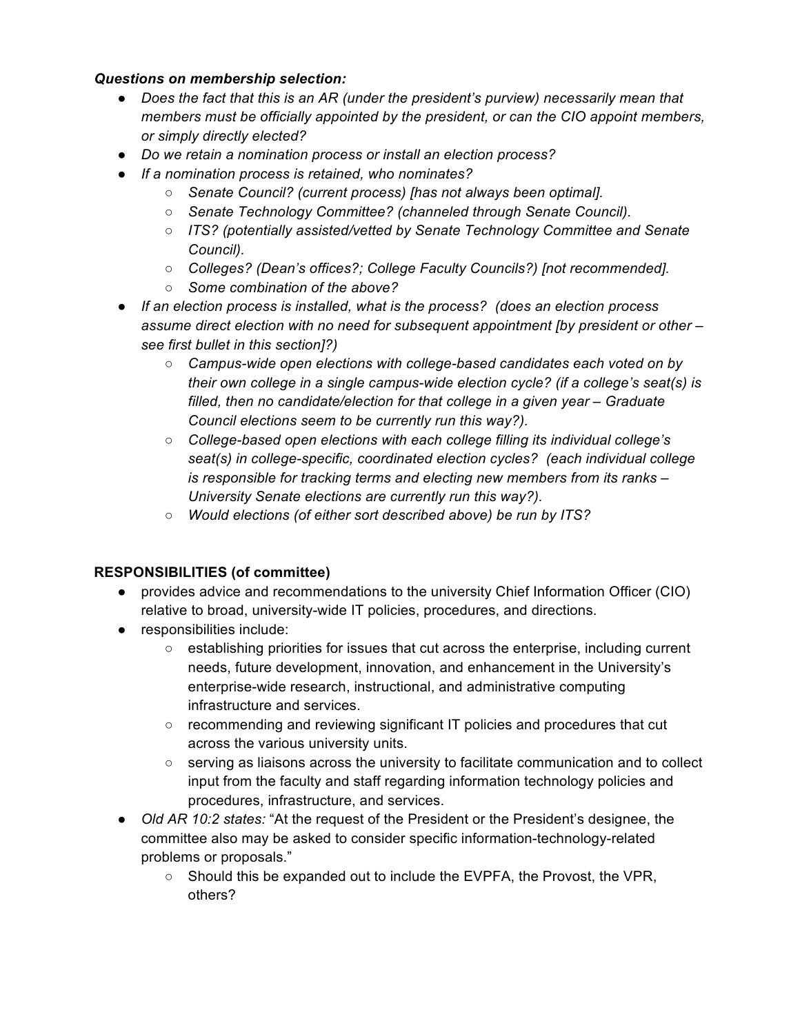***Questions on membership selection:***

- *Does the fact that this is an AR (under the president's purview) necessarily mean that members must be officially appointed by the president, or can the CIO appoint members, or simply directly elected?*
- *Do we retain a nomination process or install an election process?*
- *If a nomination process is retained, who nominates?*
  - *Senate Council? (current process) [has not always been optimal].*
  - *Senate Technology Committee? (channeled through Senate Council).*
  - *ITS? (potentially assisted/vetted by Senate Technology Committee and Senate Council).*
  - *Colleges? (Dean's offices?; College Faculty Councils?) [not recommended].*
  - *Some combination of the above?*
- *If an election process is installed, what is the process? (does an election process assume direct election with no need for subsequent appointment [by president or other – see first bullet in this section]?)*
  - *Campus-wide open elections with college-based candidates each voted on by their own college in a single campus-wide election cycle? (if a college's seat(s) is filled, then no candidate/election for that college in a given year – Graduate Council elections seem to be currently run this way?).*
  - *College-based open elections with each college filling its individual college's seat(s) in college-specific, coordinated election cycles? (each individual college is responsible for tracking terms and electing new members from its ranks – University Senate elections are currently run this way?).*
  - *Would elections (of either sort described above) be run by ITS?*

**RESPONSIBILITIES (of committee)**

- provides advice and recommendations to the university Chief Information Officer (CIO) relative to broad, university-wide IT policies, procedures, and directions.
- responsibilities include:
  - establishing priorities for issues that cut across the enterprise, including current needs, future development, innovation, and enhancement in the University's enterprise-wide research, instructional, and administrative computing infrastructure and services.
  - recommending and reviewing significant IT policies and procedures that cut across the various university units.
  - serving as liaisons across the university to facilitate communication and to collect input from the faculty and staff regarding information technology policies and procedures, infrastructure, and services.
- *Old AR 10:2 states:* "At the request of the President or the President's designee, the committee also may be asked to consider specific information-technology-related problems or proposals."
  - Should this be expanded out to include the EVPFA, the Provost, the VPR, others?